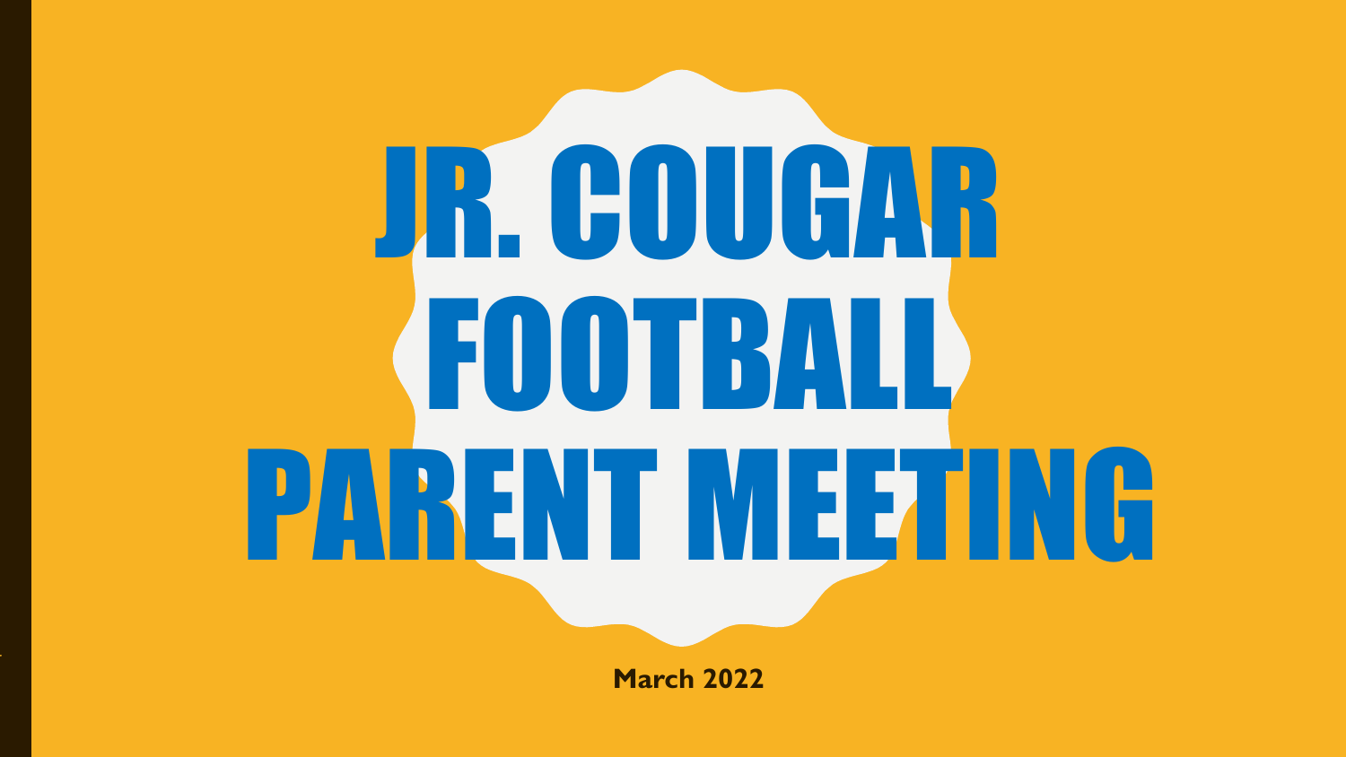# JR. COUGAR FOOTBALL PARENT MEETING

**March 2022**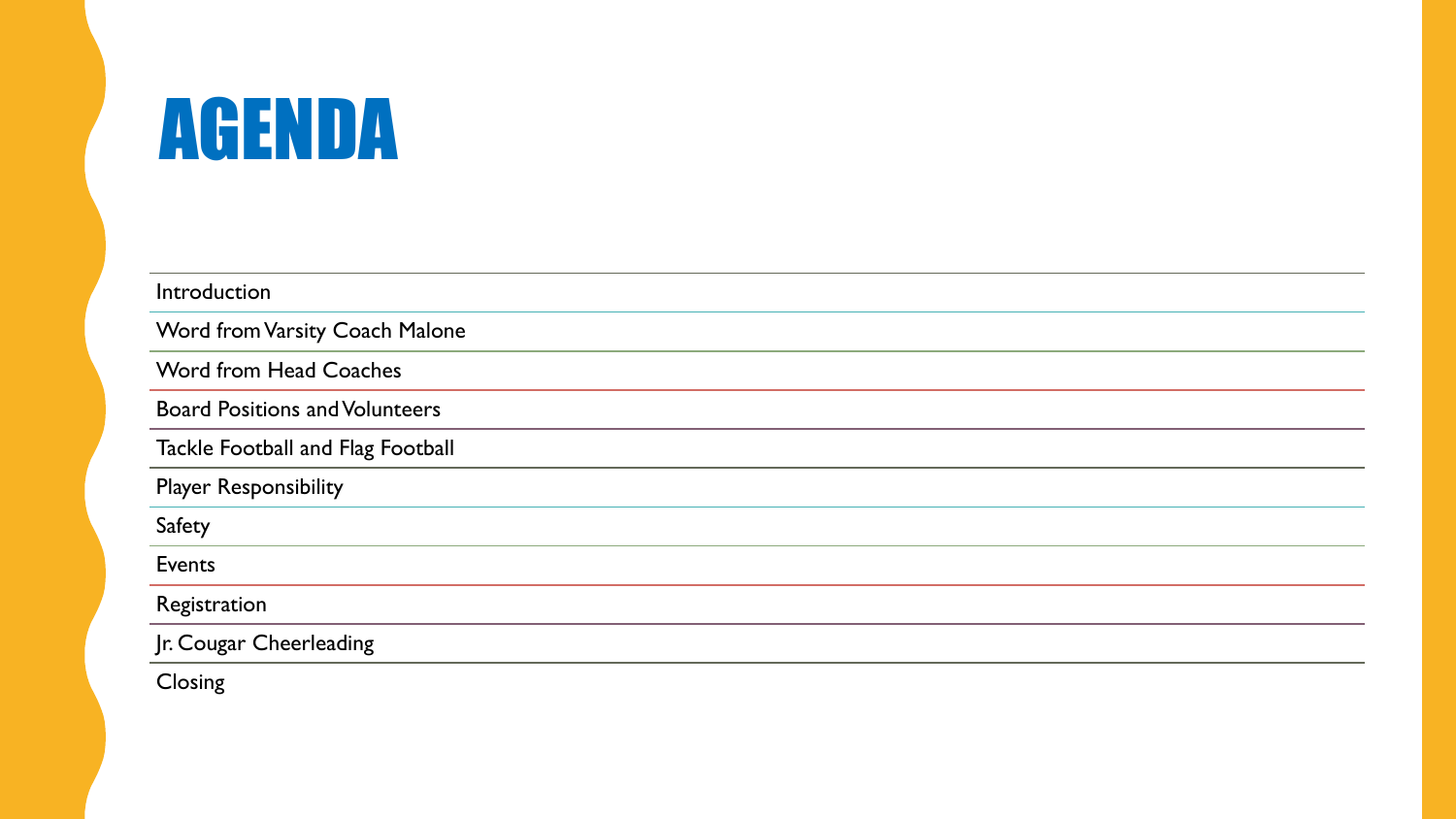# AGENDA

- Introduction
- Word from Varsity Coach Malone
- Word from Head Coaches
- Board Positions and Volunteers
- Tackle Football and Flag Football
- Player Responsibility
- Safety
- Events
- Registration
- Jr. Cougar Cheerleading
- Closing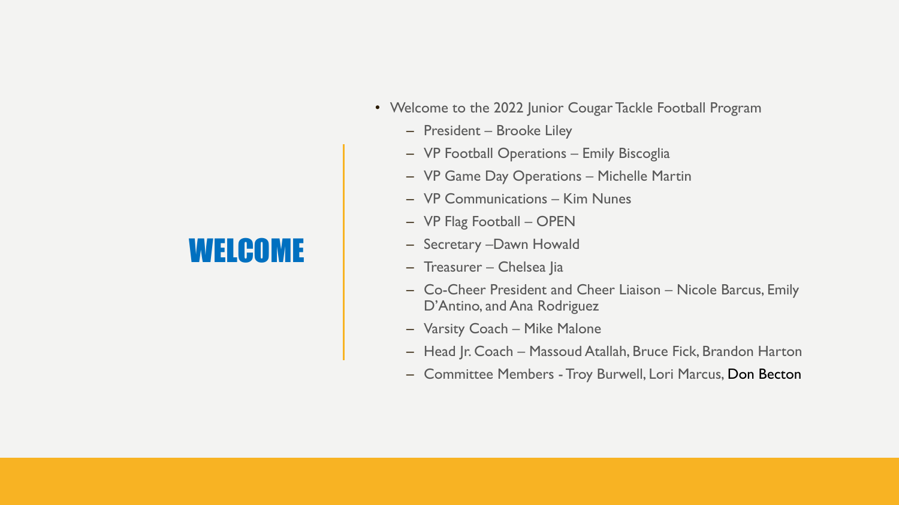# WELCOME

- Welcome to the 2022 Junior Cougar Tackle Football Program
  - President – Brooke Liley
  - VP Football Operations – Emily Biscoglia
  - VP Game Day Operations – Michelle Martin
  - VP Communications – Kim Nunes
  - VP Flag Football – OPEN
  - Secretary –Dawn Howald
  - Treasurer – Chelsea Jia
  - Co-Cheer President and Cheer Liaison – Nicole Barcus, Emily D'Antino, and Ana Rodriguez
  - Varsity Coach – Mike Malone
  - Head Jr. Coach – Massoud Atallah, Bruce Fick, Brandon Harton
  - Committee Members - Troy Burwell, Lori Marcus, Don Becton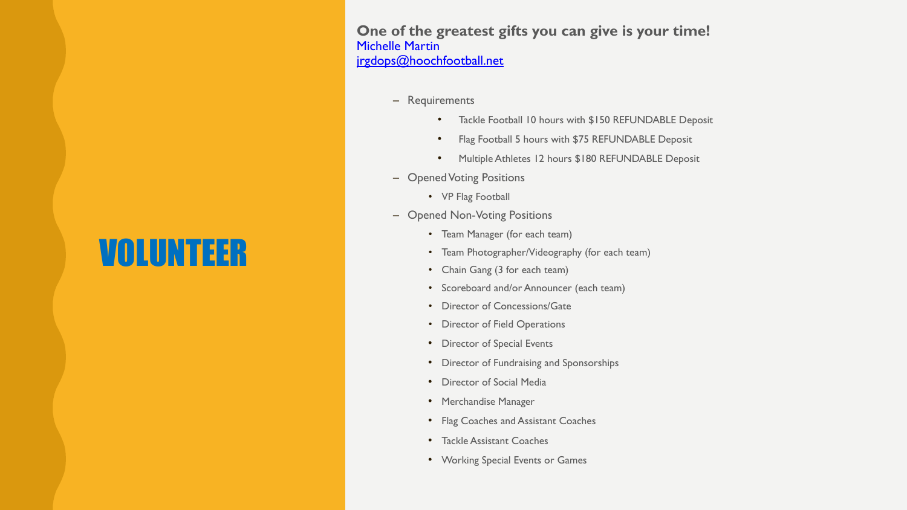# VOLUNTEER

**One of the greatest gifts you can give is your time!**

Michelle Martin
jrgdops@hoochfootball.net

- Requirements
  - Tackle Football 10 hours with $150 REFUNDABLE Deposit
  - Flag Football 5 hours with $75 REFUNDABLE Deposit
  - Multiple Athletes 12 hours $180 REFUNDABLE Deposit
- Opened Voting Positions
  - VP Flag Football
- Opened Non-Voting Positions
  - Team Manager (for each team)
  - Team Photographer/Videography (for each team)
  - Chain Gang (3 for each team)
  - Scoreboard and/or Announcer (each team)
  - Director of Concessions/Gate
  - Director of Field Operations
  - Director of Special Events
  - Director of Fundraising and Sponsorships
  - Director of Social Media
  - Merchandise Manager
  - Flag Coaches and Assistant Coaches
  - Tackle Assistant Coaches
  - Working Special Events or Games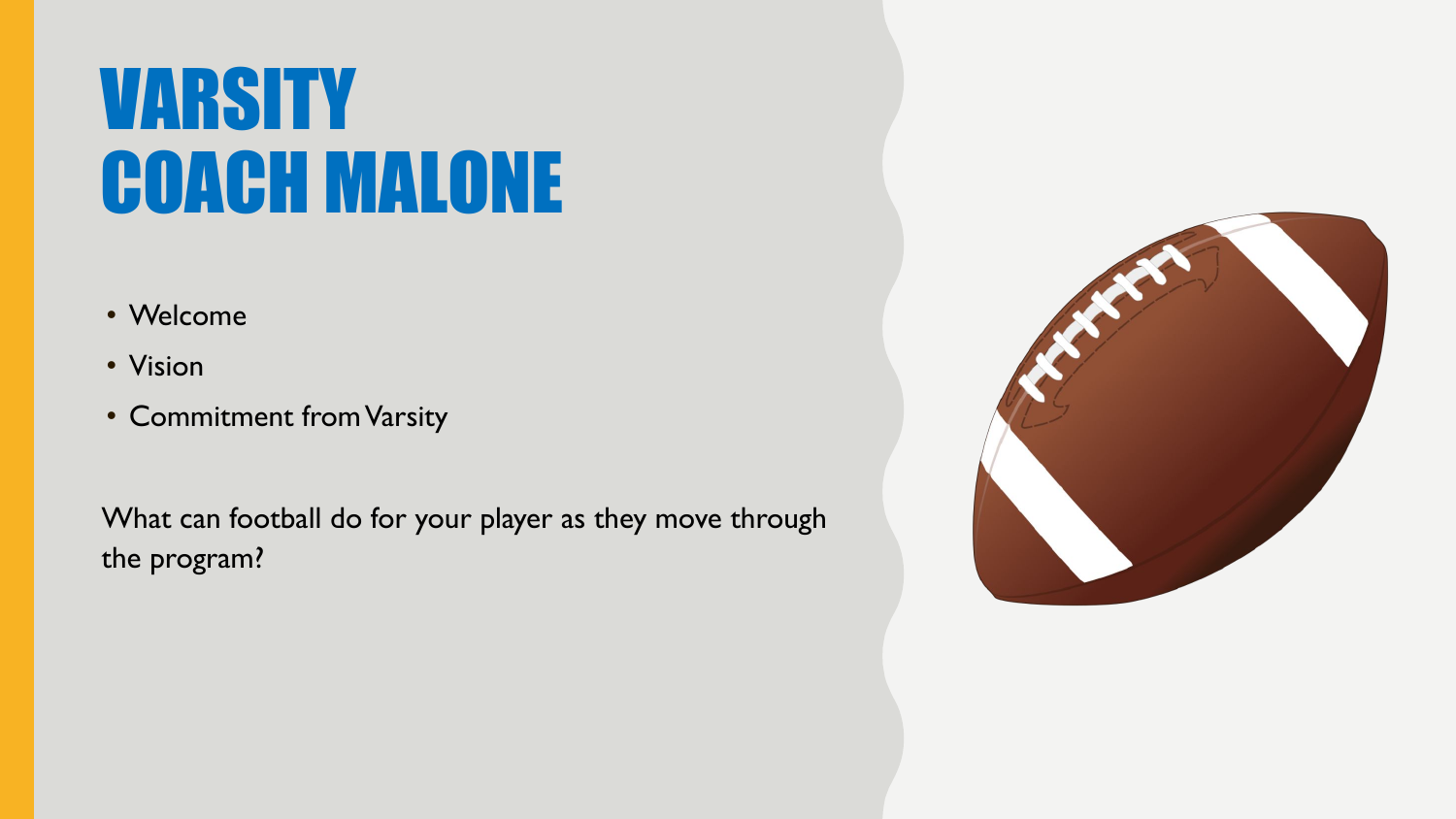# VARSITY COACH MALONE

- Welcome
- Vision
- Commitment from Varsity

What can football do for your player as they move through the program?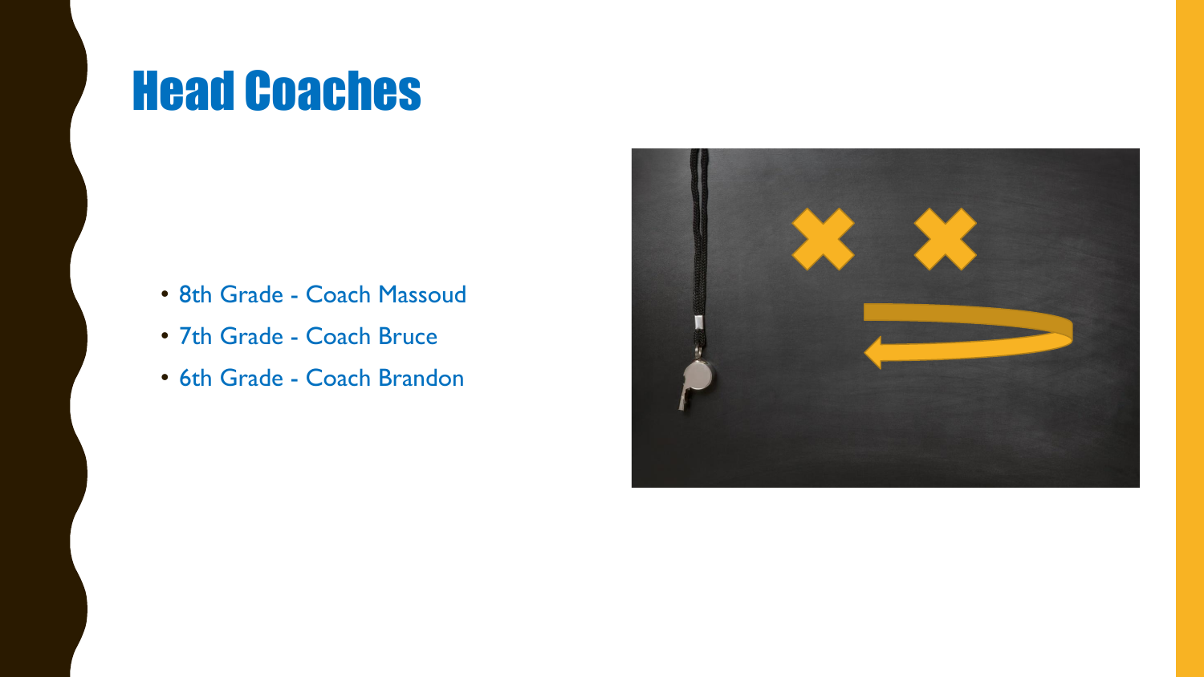# Head Coaches

- 8th Grade - Coach Massoud
- 7th Grade - Coach Bruce
- 6th Grade - Coach Brandon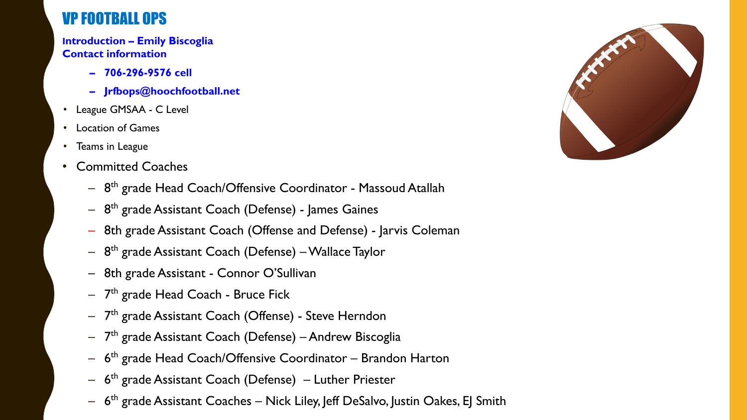# VP FOOTBALL OPS

**Introduction – Emily Biscoglia**
**Contact information**

- **706-296-9576 cell**
- **Jrfbops@hoochfootball.net**

- League GMSAA - C Level
- Location of Games
- Teams in League
- Committed Coaches
  - $8^{th}$ grade Head Coach/Offensive Coordinator - Massoud Atallah
  - $8^{th}$ grade Assistant Coach (Defense) - James Gaines
  - 8th grade Assistant Coach (Offense and Defense) - Jarvis Coleman
  - $8^{th}$ grade Assistant Coach (Defense) – Wallace Taylor
  - 8th grade Assistant - Connor O'Sullivan
  - $7^{th}$ grade Head Coach - Bruce Fick
  - $7^{th}$ grade Assistant Coach (Offense) - Steve Herndon
  - $7^{th}$ grade Assistant Coach (Defense) – Andrew Biscoglia
  - $6^{th}$ grade Head Coach/Offensive Coordinator – Brandon Harton
  - $6^{th}$ grade Assistant Coach (Defense) – Luther Priester
  - $6^{th}$ grade Assistant Coaches – Nick Liley, Jeff DeSalvo, Justin Oakes, EJ Smith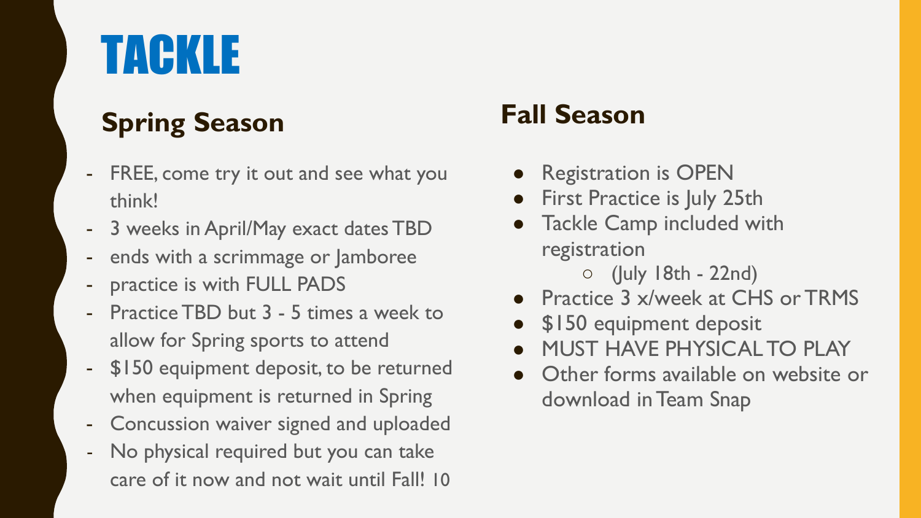# TACKLE

## Spring Season

- FREE, come try it out and see what you think!
- 3 weeks in April/May exact dates TBD
- ends with a scrimmage or Jamboree
- practice is with FULL PADS
- Practice TBD but 3 - 5 times a week to allow for Spring sports to attend
- $150 equipment deposit, to be returned when equipment is returned in Spring
- Concussion waiver signed and uploaded
- No physical required but you can take care of it now and not wait until Fall!

## Fall Season

- Registration is OPEN
- First Practice is July 25th
- Tackle Camp included with registration
  - (July 18th - 22nd)
- Practice 3 x/week at CHS or TRMS
- $150 equipment deposit
- MUST HAVE PHYSICAL TO PLAY
- Other forms available on website or download in Team Snap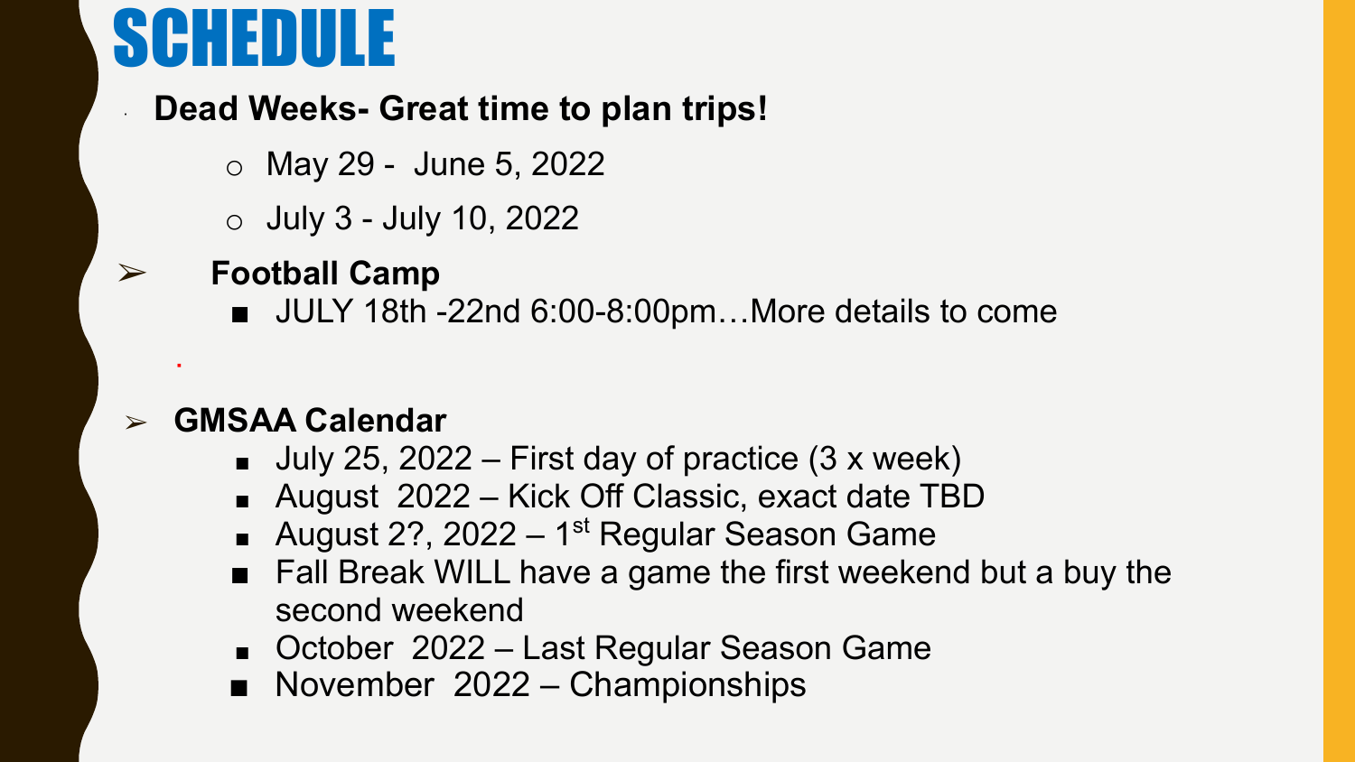# SCHEDULE

- **Dead Weeks- Great time to plan trips!**
  - May 29 - June 5, 2022
  - July 3 - July 10, 2022

- **Football Camp**
  - JULY 18th -22nd 6:00-8:00pm…More details to come

- **GMSAA Calendar**
  - July 25, 2022 – First day of practice (3 x week)
  - August 2022 – Kick Off Classic, exact date TBD
  - August 2?, 2022 – 1st Regular Season Game
  - Fall Break WILL have a game the first weekend but a buy the second weekend
  - October 2022 – Last Regular Season Game
  - November 2022 – Championships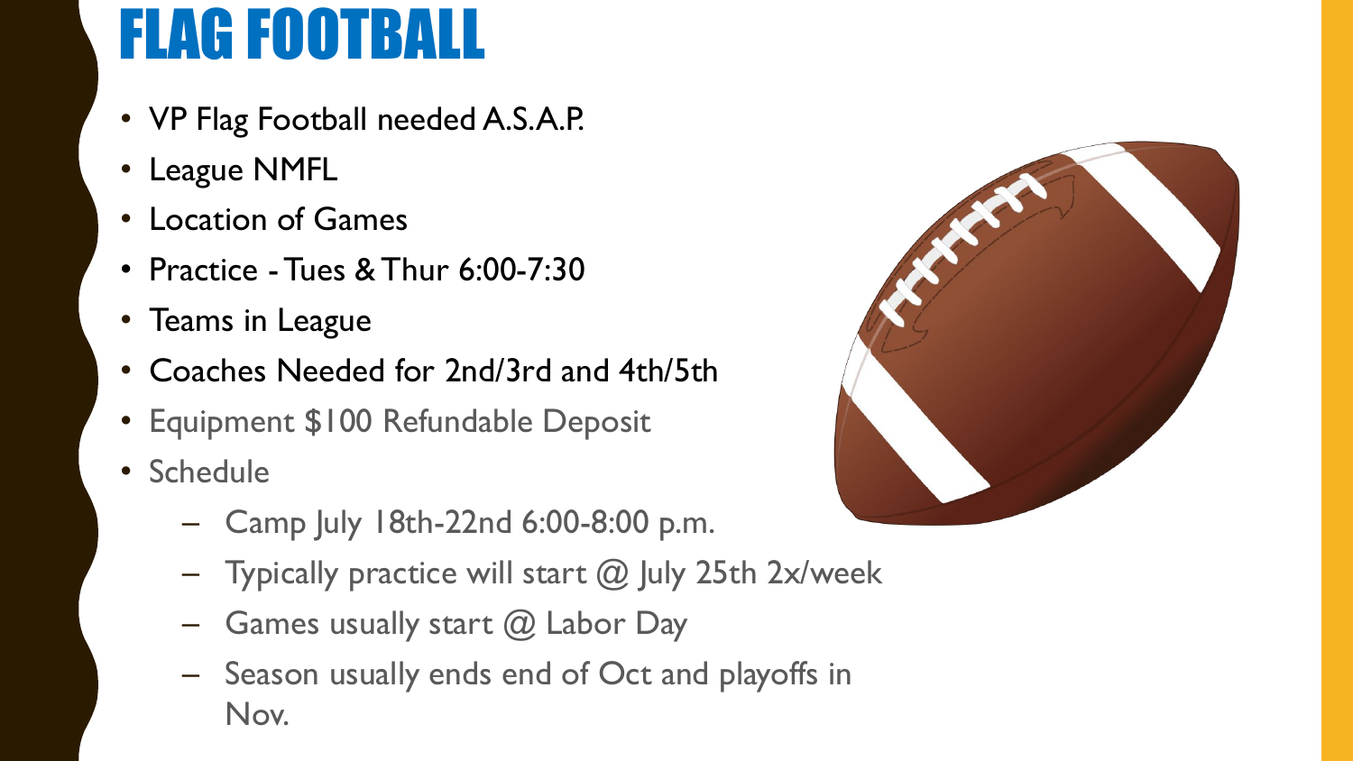# FLAG FOOTBALL

- VP Flag Football needed A.S.A.P.
- League NMFL
- Location of Games
- Practice - Tues & Thur 6:00-7:30
- Teams in League
- Coaches Needed for 2nd/3rd and 4th/5th
- Equipment $100 Refundable Deposit
- Schedule
  - Camp July 18th-22nd 6:00-8:00 p.m.
  - Typically practice will start @ July 25th 2x/week
  - Games usually start @ Labor Day
  - Season usually ends end of Oct and playoffs in Nov.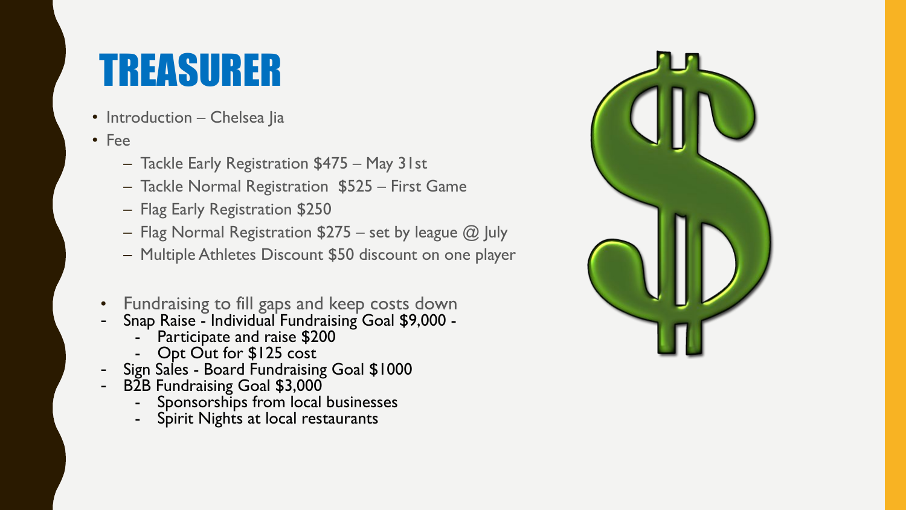# TREASURER

- Introduction – Chelsea Jia
- Fee
  - Tackle Early Registration $475 – May 31st
  - Tackle Normal Registration $525 – First Game
  - Flag Early Registration $250
  - Flag Normal Registration $275 – set by league @ July
  - Multiple Athletes Discount $50 discount on one player

- Fundraising to fill gaps and keep costs down
- Snap Raise - Individual Fundraising Goal $9,000 -
  - Participate and raise $200
  - Opt Out for $125 cost
- Sign Sales - Board Fundraising Goal $1000
- B2B Fundraising Goal $3,000
  - Sponsorships from local businesses
  - Spirit Nights at local restaurants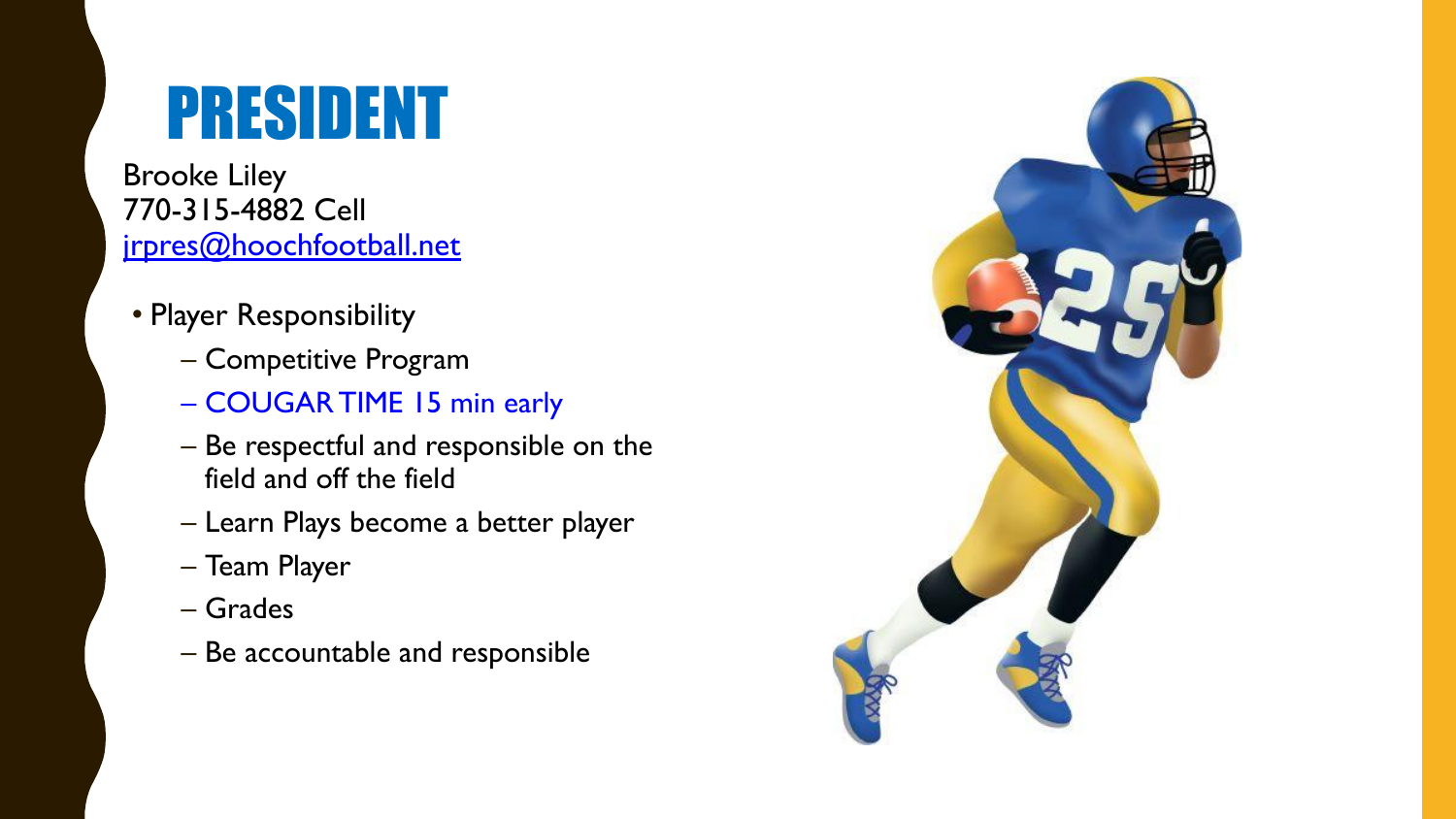# PRESIDENT

Brooke Liley
770-315-4882 Cell
jrpres@hoochfootball.net

- Player Responsibility
  - Competitive Program
  - COUGAR TIME 15 min early
  - Be respectful and responsible on the field and off the field
  - Learn Plays become a better player
  - Team Player
  - Grades
  - Be accountable and responsible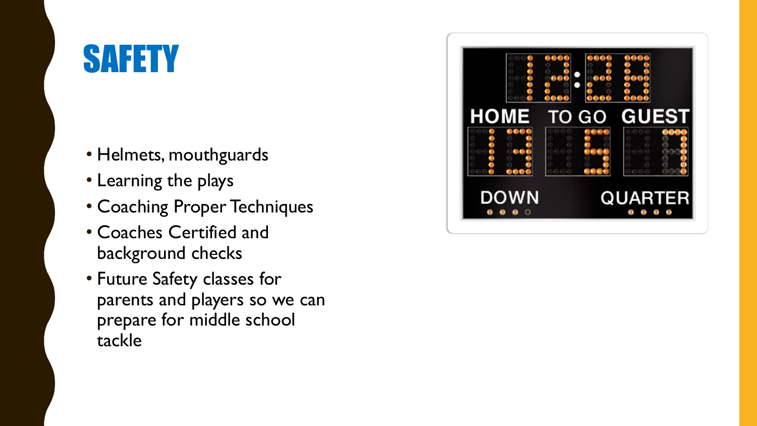# SAFETY

- Helmets, mouthguards
- Learning the plays
- Coaching Proper Techniques
- Coaches Certified and background checks
- Future Safety classes for parents and players so we can prepare for middle school tackle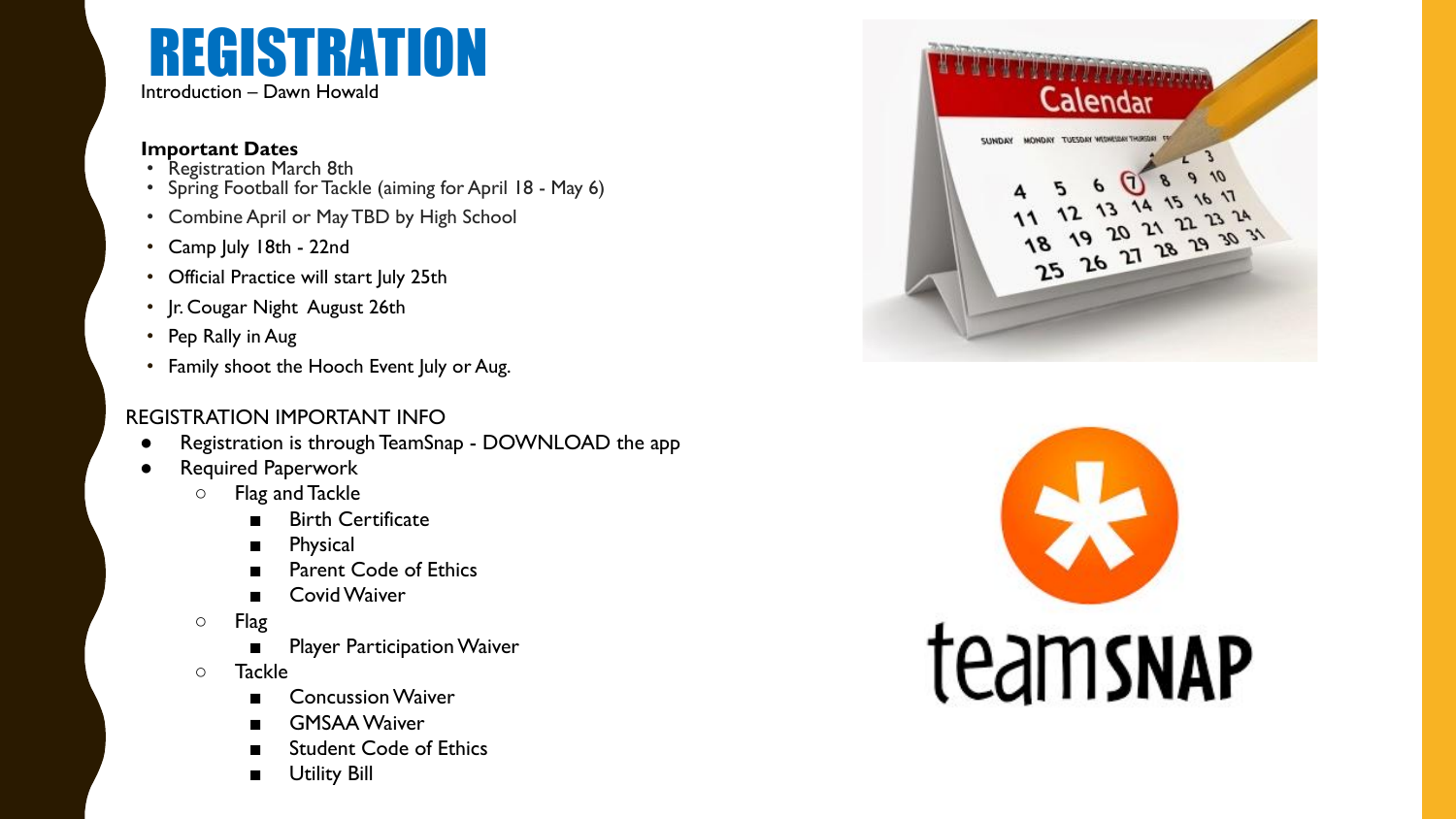# REGISTRATION

Introduction – Dawn Howald

**Important Dates**

- Registration March 8th
- Spring Football for Tackle (aiming for April 18 - May 6)
- Combine April or May TBD by High School
- Camp July 18th - 22nd
- Official Practice will start July 25th
- Jr. Cougar Night August 26th
- Pep Rally in Aug
- Family shoot the Hooch Event July or Aug.

REGISTRATION IMPORTANT INFO

- Registration is through TeamSnap - DOWNLOAD the app
- Required Paperwork
  - Flag and Tackle
    - Birth Certificate
    - Physical
    - Parent Code of Ethics
    - Covid Waiver
  - Flag
    - Player Participation Waiver
  - Tackle
    - Concussion Waiver
    - GMSAA Waiver
    - Student Code of Ethics
    - Utility Bill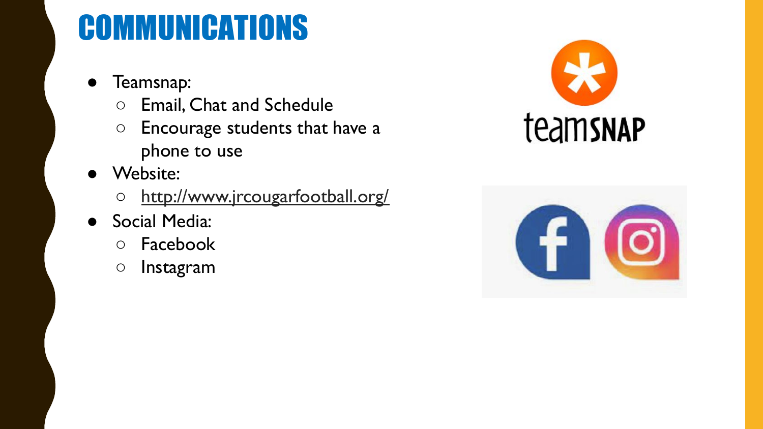# COMMUNICATIONS

- Teamsnap:
  - Email, Chat and Schedule
  - Encourage students that have a phone to use
- Website:
  - http://www.jrcougarfootball.org/
- Social Media:
  - Facebook
  - Instagram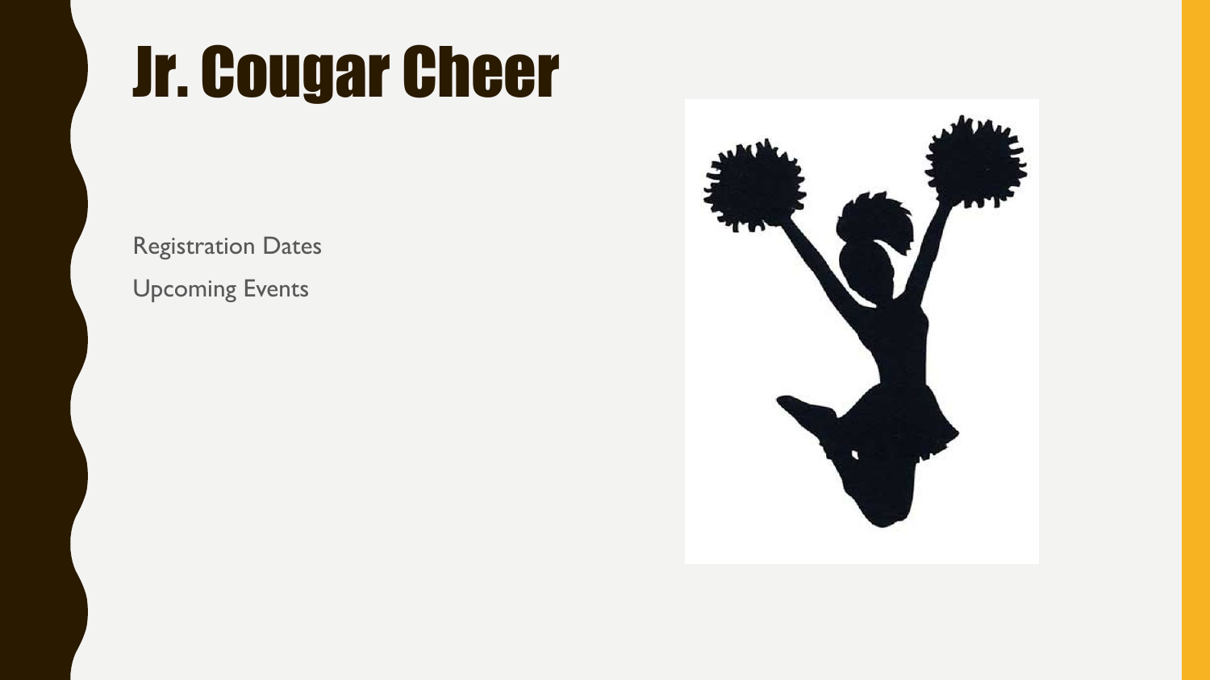# Jr. Cougar Cheer

Registration Dates

Upcoming Events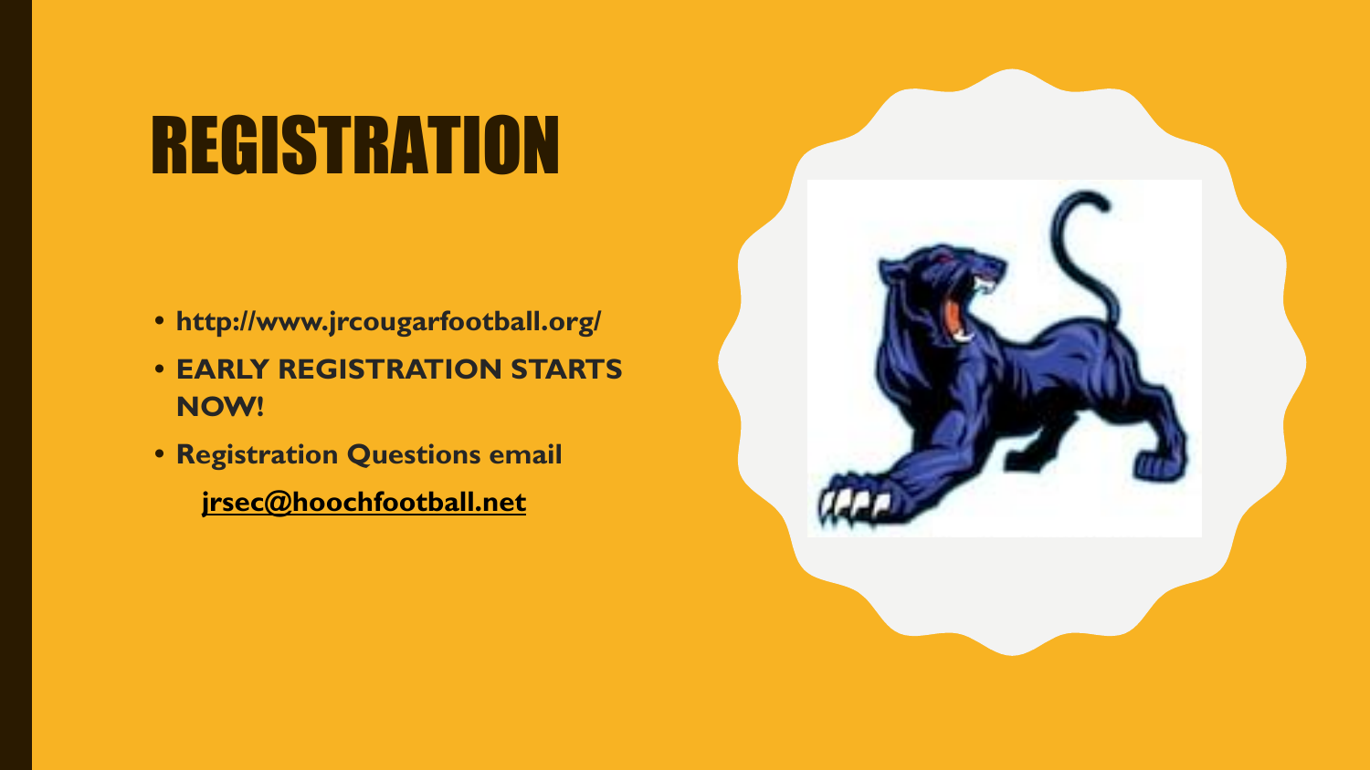# REGISTRATION

- **http://www.jrcougarfootball.org/**
- **EARLY REGISTRATION STARTS NOW!**
- **Registration Questions email**

  **jrsec@hoochfootball.net**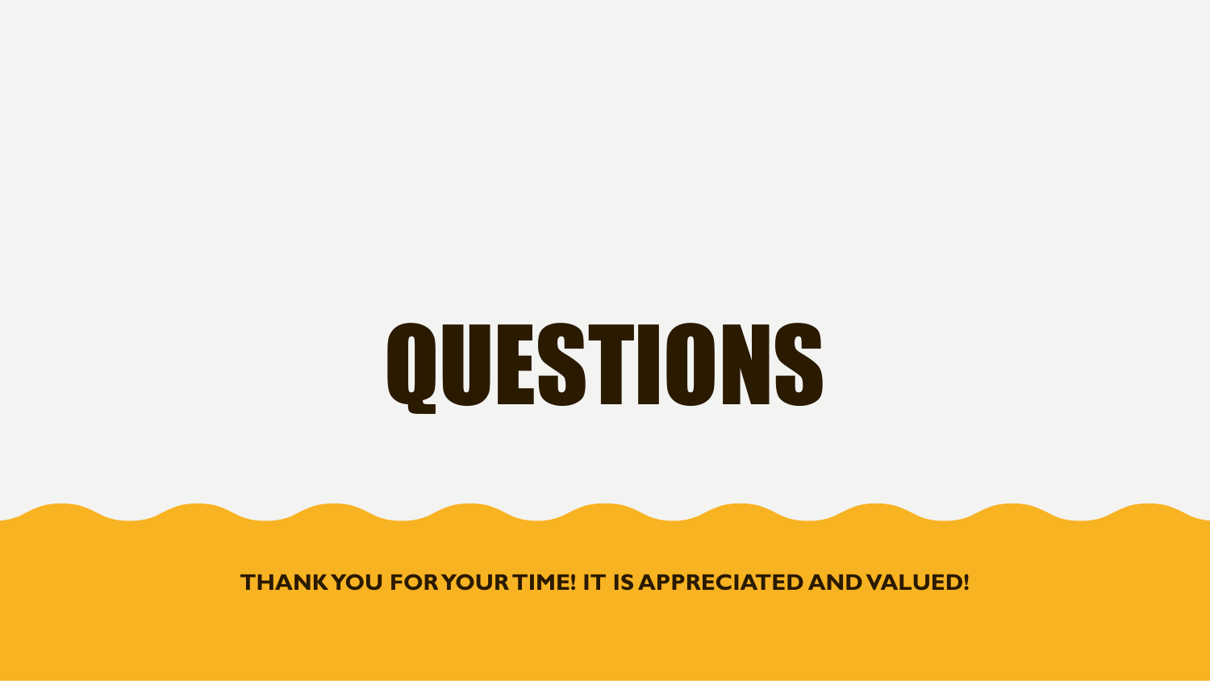# QUESTIONS

**THANK YOU FOR YOUR TIME! IT IS APPRECIATED AND VALUED!**